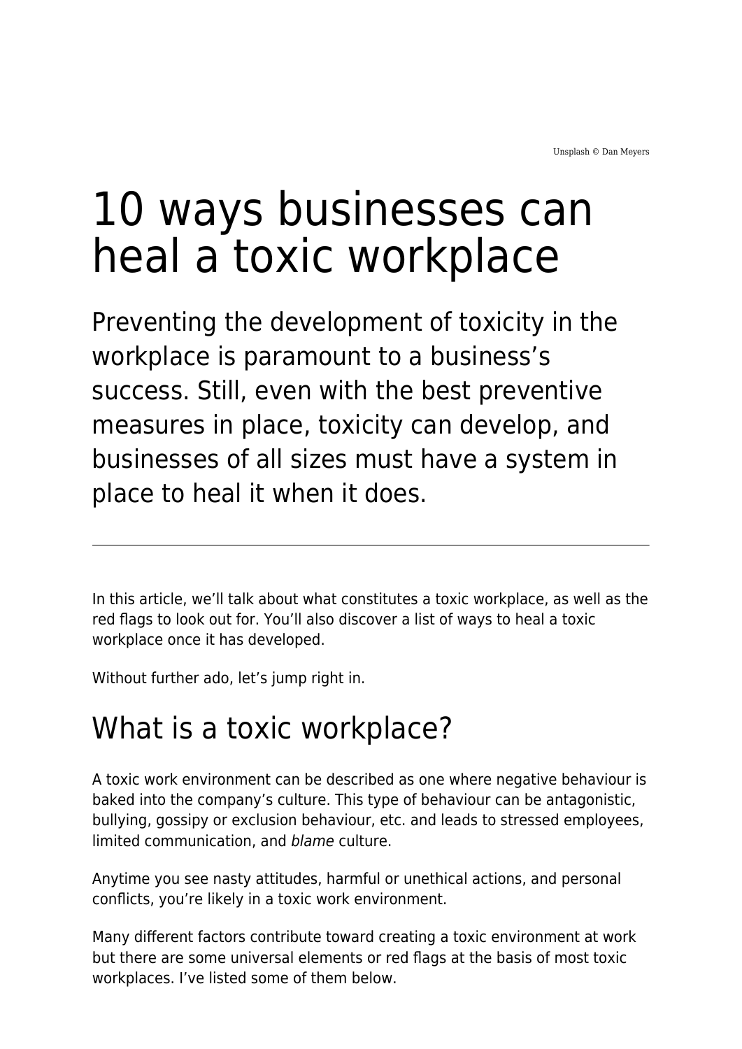Unsplash © Dan Meyers

# 10 ways businesses can heal a toxic workplace

## Preventing the development of toxicity in the workplace is paramount to a business's success. Still, even with the best preventive measures in place, toxicity can develop, and businesses of all sizes must have a system in place to heal it when it does.

---

In this article, we'll talk about what constitutes a toxic workplace, as well as the red flags to look out for. You'll also discover a list of ways to heal a toxic workplace once it has developed.

Without further ado, let's jump right in.

## What is a toxic workplace?

A toxic work environment can be described as one where negative behaviour is baked into the company's culture. This type of behaviour can be antagonistic, bullying, gossipy or exclusion behaviour, etc. and leads to stressed employees, limited communication, and *blame* culture.

Anytime you see nasty attitudes, harmful or unethical actions, and personal conflicts, you're likely in a toxic work environment.

Many different factors contribute toward creating a toxic environment at work but there are some universal elements or red flags at the basis of most toxic workplaces. I've listed some of them below.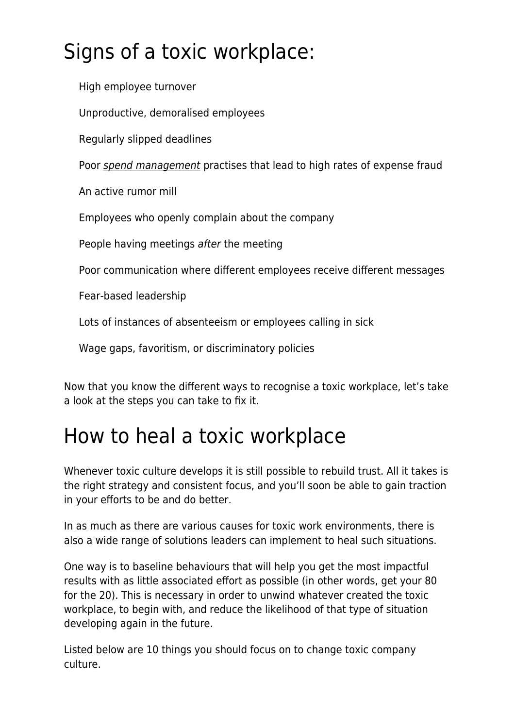# Signs of a toxic workplace:

- High employee turnover
- Unproductive, demoralised employees
- Regularly slipped deadlines
- Poor *spend management* practises that lead to high rates of expense fraud
- An active rumor mill
- Employees who openly complain about the company
- People having meetings *after* the meeting
- Poor communication where different employees receive different messages
- Fear-based leadership
- Lots of instances of absenteeism or employees calling in sick
- Wage gaps, favoritism, or discriminatory policies

Now that you know the different ways to recognise a toxic workplace, let's take a look at the steps you can take to fix it.

# How to heal a toxic workplace

Whenever toxic culture develops it is still possible to rebuild trust. All it takes is the right strategy and consistent focus, and you'll soon be able to gain traction in your efforts to be and do better.

In as much as there are various causes for toxic work environments, there is also a wide range of solutions leaders can implement to heal such situations.

One way is to baseline behaviours that will help you get the most impactful results with as little associated effort as possible (in other words, get your 80 for the 20). This is necessary in order to unwind whatever created the toxic workplace, to begin with, and reduce the likelihood of that type of situation developing again in the future.

Listed below are 10 things you should focus on to change toxic company culture.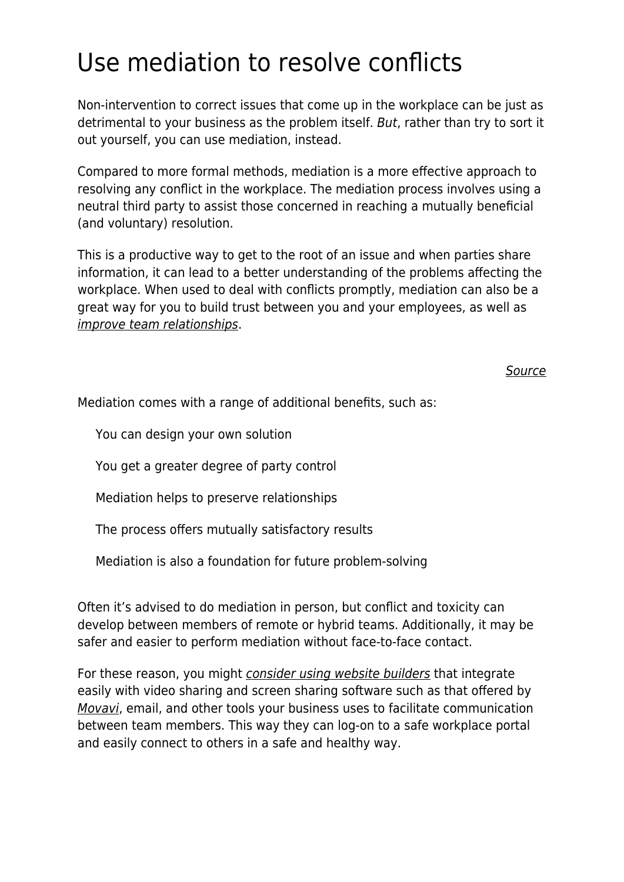# Use mediation to resolve conflicts

Non-intervention to correct issues that come up in the workplace can be just as detrimental to your business as the problem itself. *But*, rather than try to sort it out yourself, you can use mediation, instead.

Compared to more formal methods, mediation is a more effective approach to resolving any conflict in the workplace. The mediation process involves using a neutral third party to assist those concerned in reaching a mutually beneficial (and voluntary) resolution.

This is a productive way to get to the root of an issue and when parties share information, it can lead to a better understanding of the problems affecting the workplace. When used to deal with conflicts promptly, mediation can also be a great way for you to build trust between you and your employees, as well as improve team relationships.

Source

Mediation comes with a range of additional benefits, such as:

- You can design your own solution
- You get a greater degree of party control
- Mediation helps to preserve relationships
- The process offers mutually satisfactory results
- Mediation is also a foundation for future problem-solving

Often it's advised to do mediation in person, but conflict and toxicity can develop between members of remote or hybrid teams. Additionally, it may be safer and easier to perform mediation without face-to-face contact.

For these reason, you might consider using website builders that integrate easily with video sharing and screen sharing software such as that offered by Movavi, email, and other tools your business uses to facilitate communication between team members. This way they can log-on to a safe workplace portal and easily connect to others in a safe and healthy way.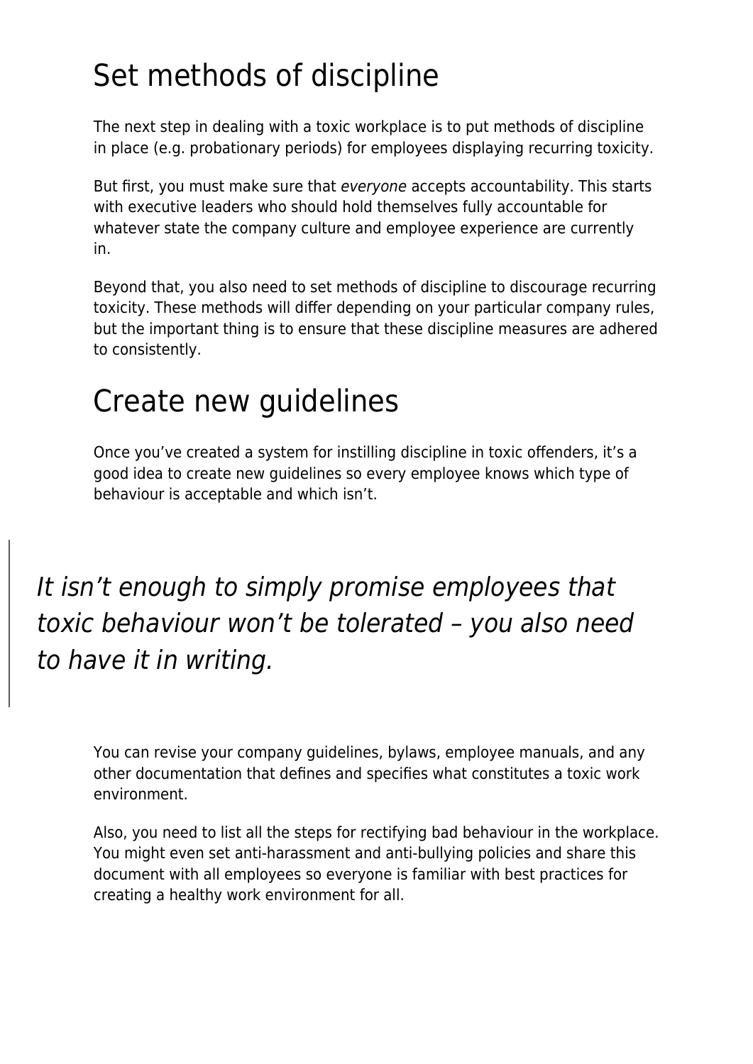## Set methods of discipline

The next step in dealing with a toxic workplace is to put methods of discipline in place (e.g. probationary periods) for employees displaying recurring toxicity.

But first, you must make sure that *everyone* accepts accountability. This starts with executive leaders who should hold themselves fully accountable for whatever state the company culture and employee experience are currently in.

Beyond that, you also need to set methods of discipline to discourage recurring toxicity. These methods will differ depending on your particular company rules, but the important thing is to ensure that these discipline measures are adhered to consistently.

## Create new guidelines

Once you've created a system for instilling discipline in toxic offenders, it's a good idea to create new guidelines so every employee knows which type of behaviour is acceptable and which isn't.

> *It isn't enough to simply promise employees that toxic behaviour won't be tolerated – you also need to have it in writing.*

You can revise your company guidelines, bylaws, employee manuals, and any other documentation that defines and specifies what constitutes a toxic work environment.

Also, you need to list all the steps for rectifying bad behaviour in the workplace. You might even set anti-harassment and anti-bullying policies and share this document with all employees so everyone is familiar with best practices for creating a healthy work environment for all.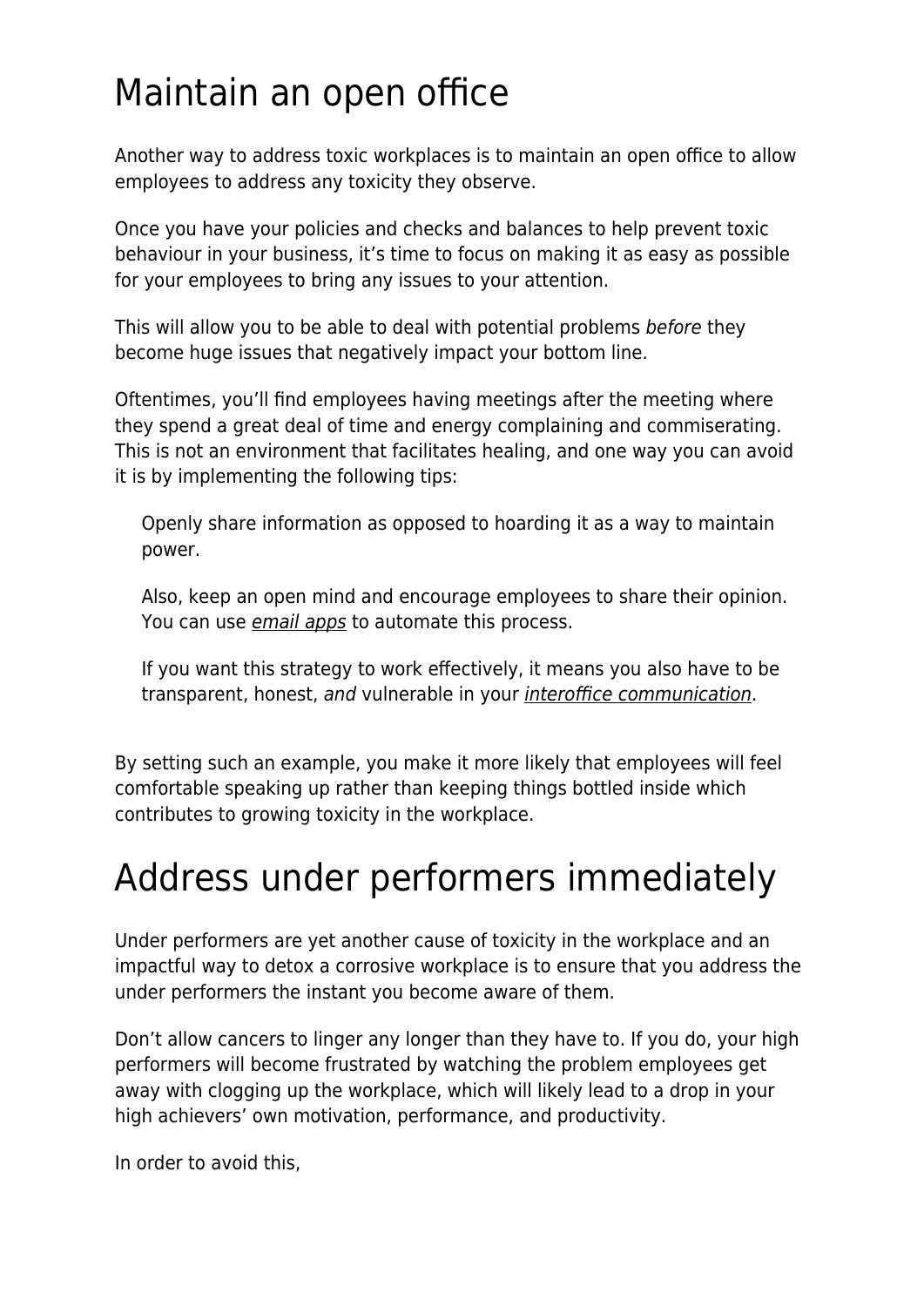# Maintain an open office

Another way to address toxic workplaces is to maintain an open office to allow employees to address any toxicity they observe.

Once you have your policies and checks and balances to help prevent toxic behaviour in your business, it's time to focus on making it as easy as possible for your employees to bring any issues to your attention.

This will allow you to be able to deal with potential problems *before* they become huge issues that negatively impact your bottom line.

Oftentimes, you'll find employees having meetings after the meeting where they spend a great deal of time and energy complaining and commiserating. This is not an environment that facilitates healing, and one way you can avoid it is by implementing the following tips:

> Openly share information as opposed to hoarding it as a way to maintain power.
>
> Also, keep an open mind and encourage employees to share their opinion. You can use *email apps* to automate this process.
>
> If you want this strategy to work effectively, it means you also have to be transparent, honest, *and* vulnerable in your *interoffice communication*.

By setting such an example, you make it more likely that employees will feel comfortable speaking up rather than keeping things bottled inside which contributes to growing toxicity in the workplace.

# Address under performers immediately

Under performers are yet another cause of toxicity in the workplace and an impactful way to detox a corrosive workplace is to ensure that you address the under performers the instant you become aware of them.

Don't allow cancers to linger any longer than they have to. If you do, your high performers will become frustrated by watching the problem employees get away with clogging up the workplace, which will likely lead to a drop in your high achievers' own motivation, performance, and productivity.

In order to avoid this,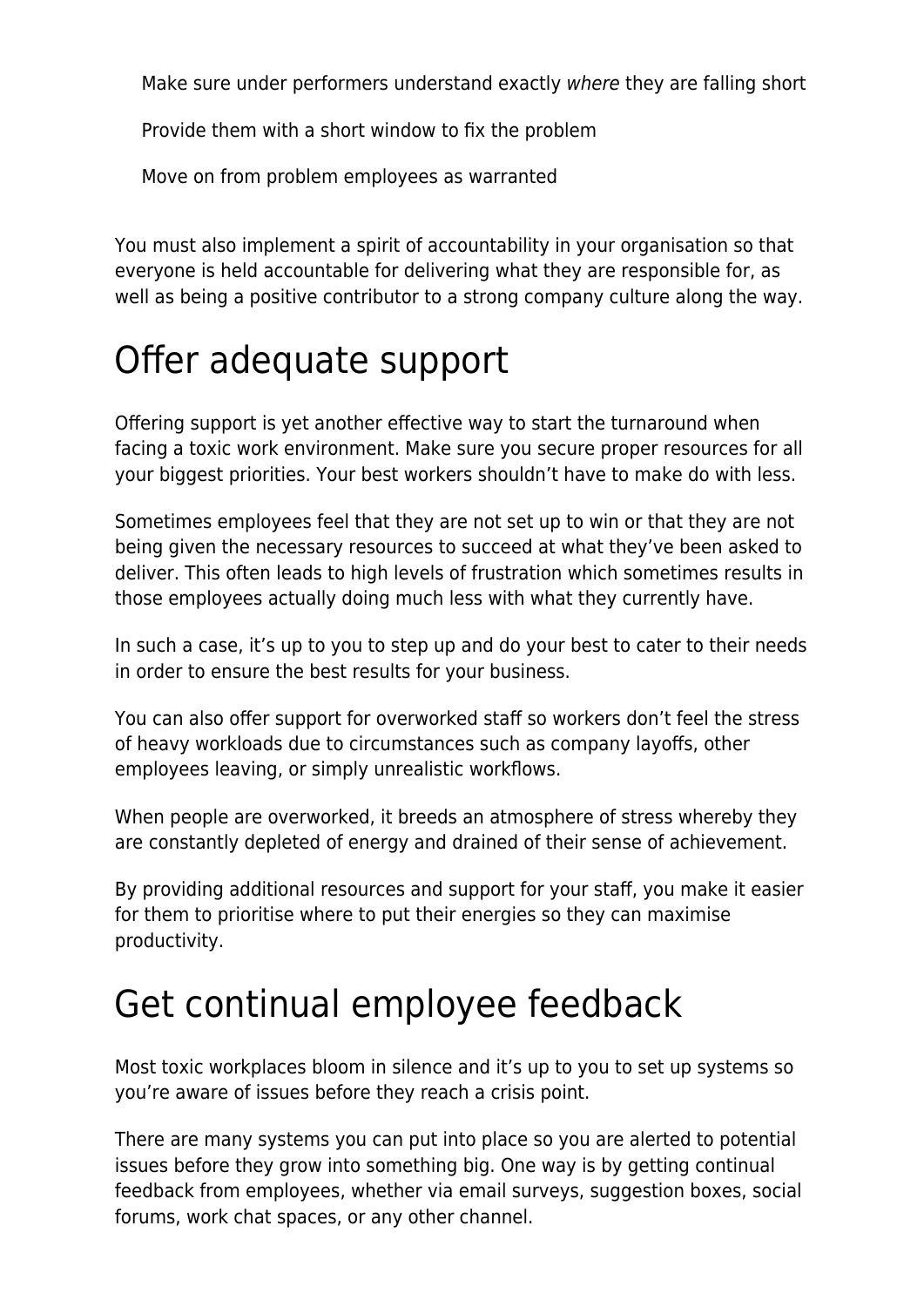- Make sure under performers understand exactly *where* they are falling short
- Provide them with a short window to fix the problem
- Move on from problem employees as warranted

You must also implement a spirit of accountability in your organisation so that everyone is held accountable for delivering what they are responsible for, as well as being a positive contributor to a strong company culture along the way.

# Offer adequate support

Offering support is yet another effective way to start the turnaround when facing a toxic work environment. Make sure you secure proper resources for all your biggest priorities. Your best workers shouldn't have to make do with less.

Sometimes employees feel that they are not set up to win or that they are not being given the necessary resources to succeed at what they've been asked to deliver. This often leads to high levels of frustration which sometimes results in those employees actually doing much less with what they currently have.

In such a case, it's up to you to step up and do your best to cater to their needs in order to ensure the best results for your business.

You can also offer support for overworked staff so workers don't feel the stress of heavy workloads due to circumstances such as company layoffs, other employees leaving, or simply unrealistic workflows.

When people are overworked, it breeds an atmosphere of stress whereby they are constantly depleted of energy and drained of their sense of achievement.

By providing additional resources and support for your staff, you make it easier for them to prioritise where to put their energies so they can maximise productivity.

# Get continual employee feedback

Most toxic workplaces bloom in silence and it's up to you to set up systems so you're aware of issues before they reach a crisis point.

There are many systems you can put into place so you are alerted to potential issues before they grow into something big. One way is by getting continual feedback from employees, whether via email surveys, suggestion boxes, social forums, work chat spaces, or any other channel.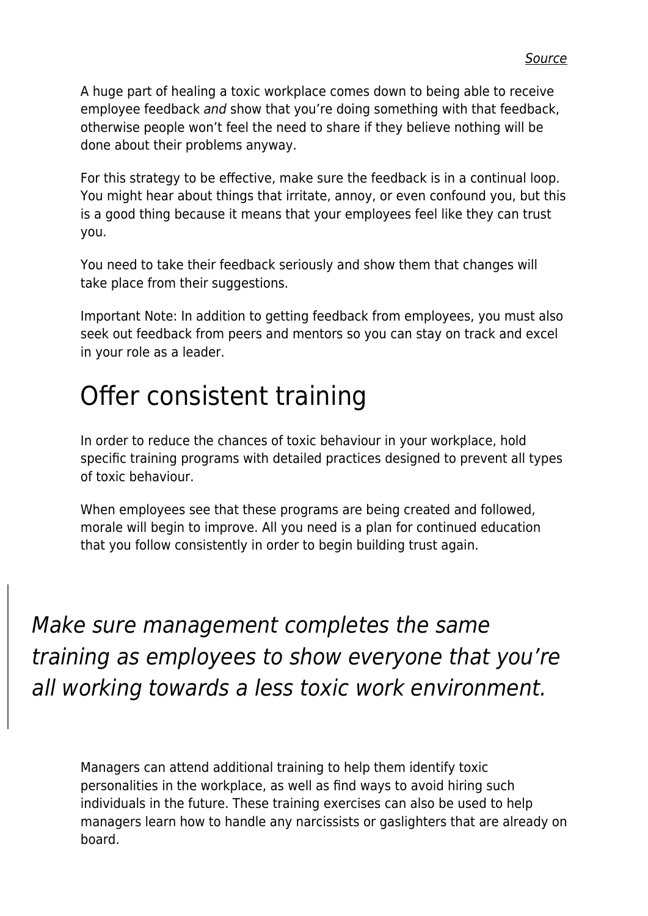*Source*

A huge part of healing a toxic workplace comes down to being able to receive employee feedback *and* show that you're doing something with that feedback, otherwise people won't feel the need to share if they believe nothing will be done about their problems anyway.

For this strategy to be effective, make sure the feedback is in a continual loop. You might hear about things that irritate, annoy, or even confound you, but this is a good thing because it means that your employees feel like they can trust you.

You need to take their feedback seriously and show them that changes will take place from their suggestions.

Important Note: In addition to getting feedback from employees, you must also seek out feedback from peers and mentors so you can stay on track and excel in your role as a leader.

## Offer consistent training

In order to reduce the chances of toxic behaviour in your workplace, hold specific training programs with detailed practices designed to prevent all types of toxic behaviour.

When employees see that these programs are being created and followed, morale will begin to improve. All you need is a plan for continued education that you follow consistently in order to begin building trust again.

> *Make sure management completes the same training as employees to show everyone that you're all working towards a less toxic work environment.*

Managers can attend additional training to help them identify toxic personalities in the workplace, as well as find ways to avoid hiring such individuals in the future. These training exercises can also be used to help managers learn how to handle any narcissists or gaslighters that are already on board.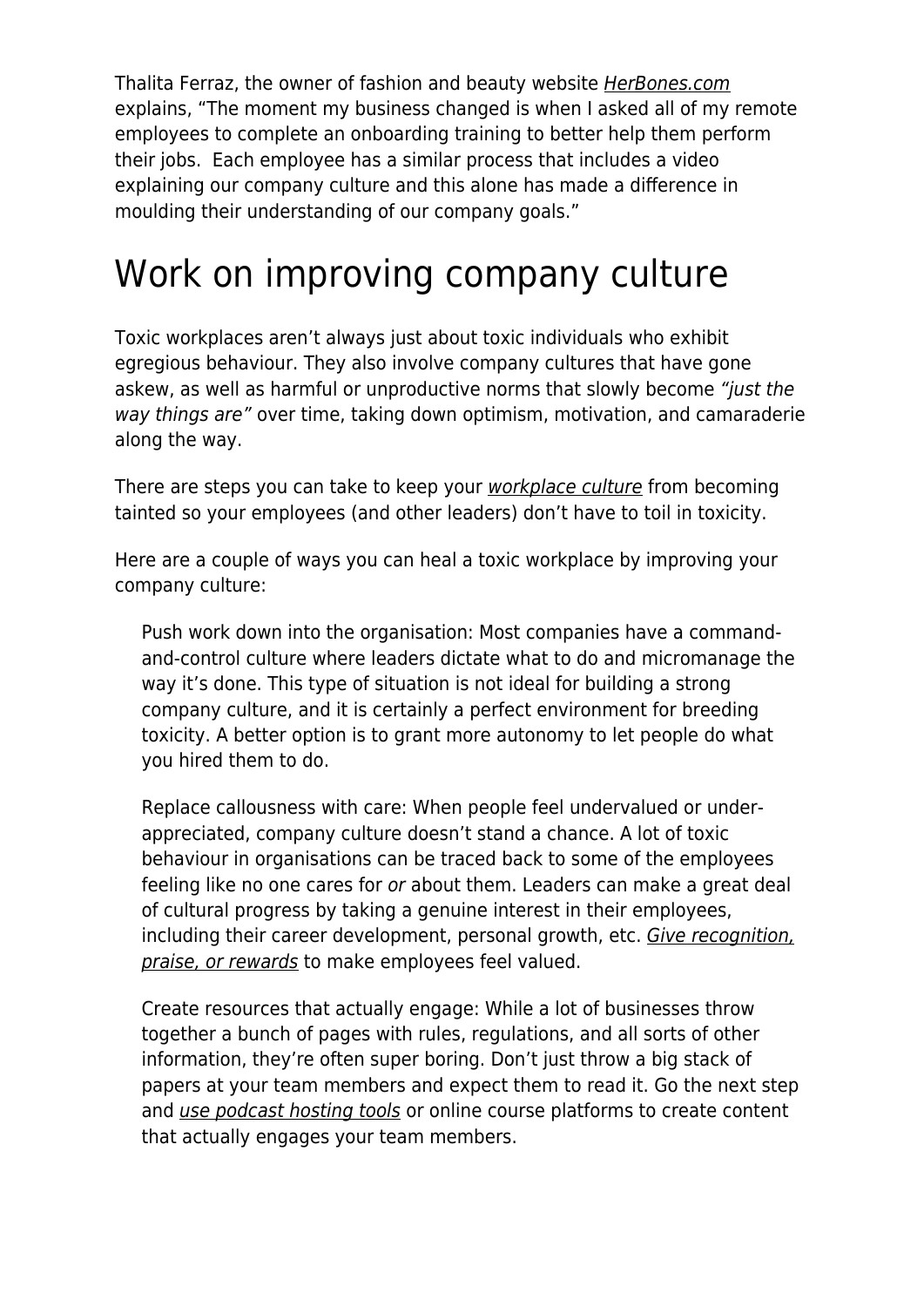Thalita Ferraz, the owner of fashion and beauty website *HerBones.com* explains, “The moment my business changed is when I asked all of my remote employees to complete an onboarding training to better help them perform their jobs.  Each employee has a similar process that includes a video explaining our company culture and this alone has made a difference in moulding their understanding of our company goals.”

# Work on improving company culture

Toxic workplaces aren’t always just about toxic individuals who exhibit egregious behaviour. They also involve company cultures that have gone askew, as well as harmful or unproductive norms that slowly become *“just the way things are”* over time, taking down optimism, motivation, and camaraderie along the way.

There are steps you can take to keep your *workplace culture* from becoming tainted so your employees (and other leaders) don’t have to toil in toxicity.

Here are a couple of ways you can heal a toxic workplace by improving your company culture:

> Push work down into the organisation: Most companies have a command-and-control culture where leaders dictate what to do and micromanage the way it’s done. This type of situation is not ideal for building a strong company culture, and it is certainly a perfect environment for breeding toxicity. A better option is to grant more autonomy to let people do what you hired them to do.
>
> Replace callousness with care: When people feel undervalued or under-appreciated, company culture doesn’t stand a chance. A lot of toxic behaviour in organisations can be traced back to some of the employees feeling like no one cares for *or* about them. Leaders can make a great deal of cultural progress by taking a genuine interest in their employees, including their career development, personal growth, etc. *Give recognition, praise, or rewards* to make employees feel valued.
>
> Create resources that actually engage: While a lot of businesses throw together a bunch of pages with rules, regulations, and all sorts of other information, they’re often super boring. Don’t just throw a big stack of papers at your team members and expect them to read it. Go the next step and *use podcast hosting tools* or online course platforms to create content that actually engages your team members.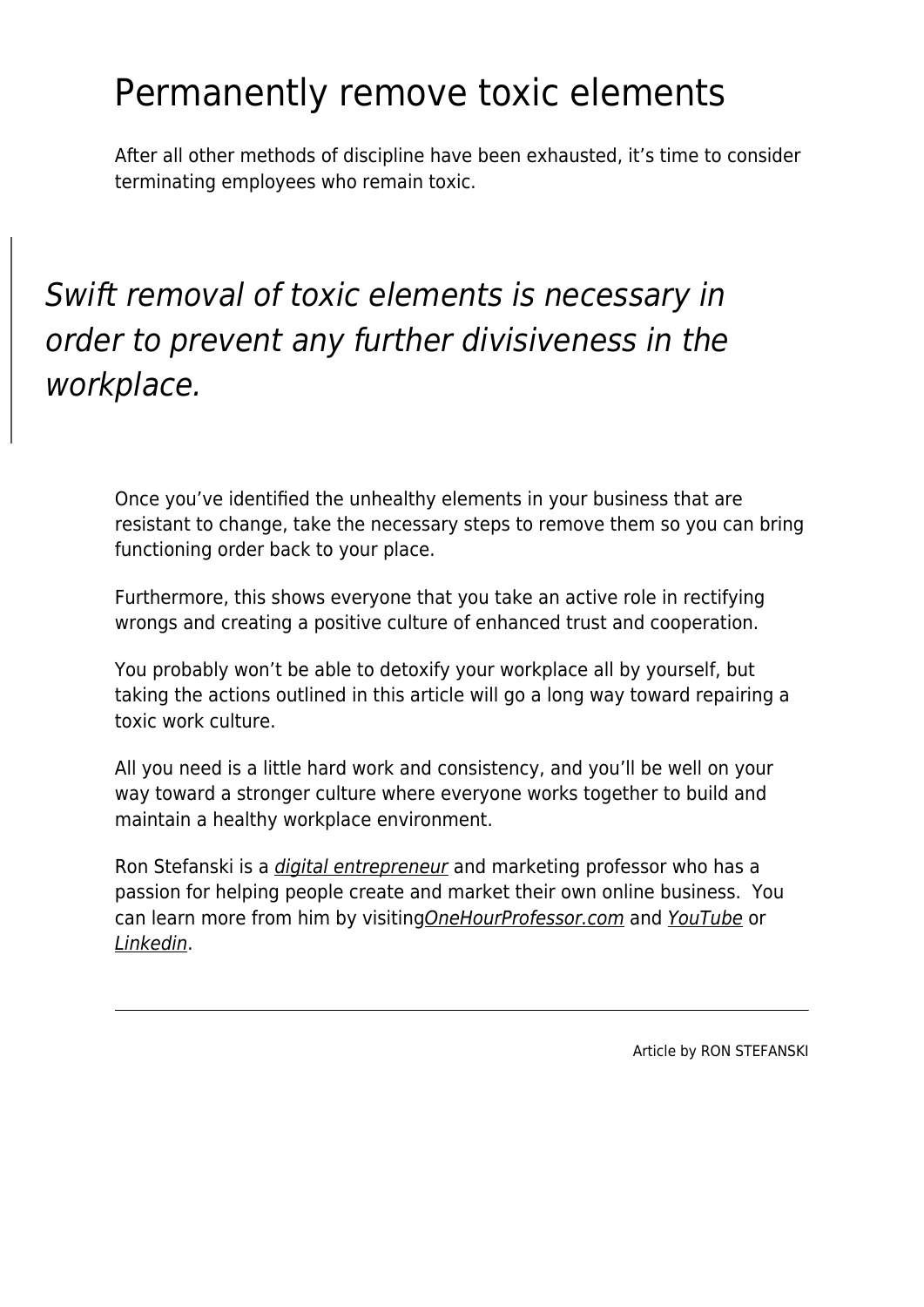## Permanently remove toxic elements

After all other methods of discipline have been exhausted, it's time to consider terminating employees who remain toxic.

> *Swift removal of toxic elements is necessary in order to prevent any further divisiveness in the workplace.*

Once you've identified the unhealthy elements in your business that are resistant to change, take the necessary steps to remove them so you can bring functioning order back to your place.

Furthermore, this shows everyone that you take an active role in rectifying wrongs and creating a positive culture of enhanced trust and cooperation.

You probably won't be able to detoxify your workplace all by yourself, but taking the actions outlined in this article will go a long way toward repairing a toxic work culture.

All you need is a little hard work and consistency, and you'll be well on your way toward a stronger culture where everyone works together to build and maintain a healthy workplace environment.

Ron Stefanski is a *digital entrepreneur* and marketing professor who has a passion for helping people create and market their own online business. You can learn more from him by visiting*OneHourProfessor.com* and *YouTube* or *Linkedin*.

---

Article by RON STEFANSKI